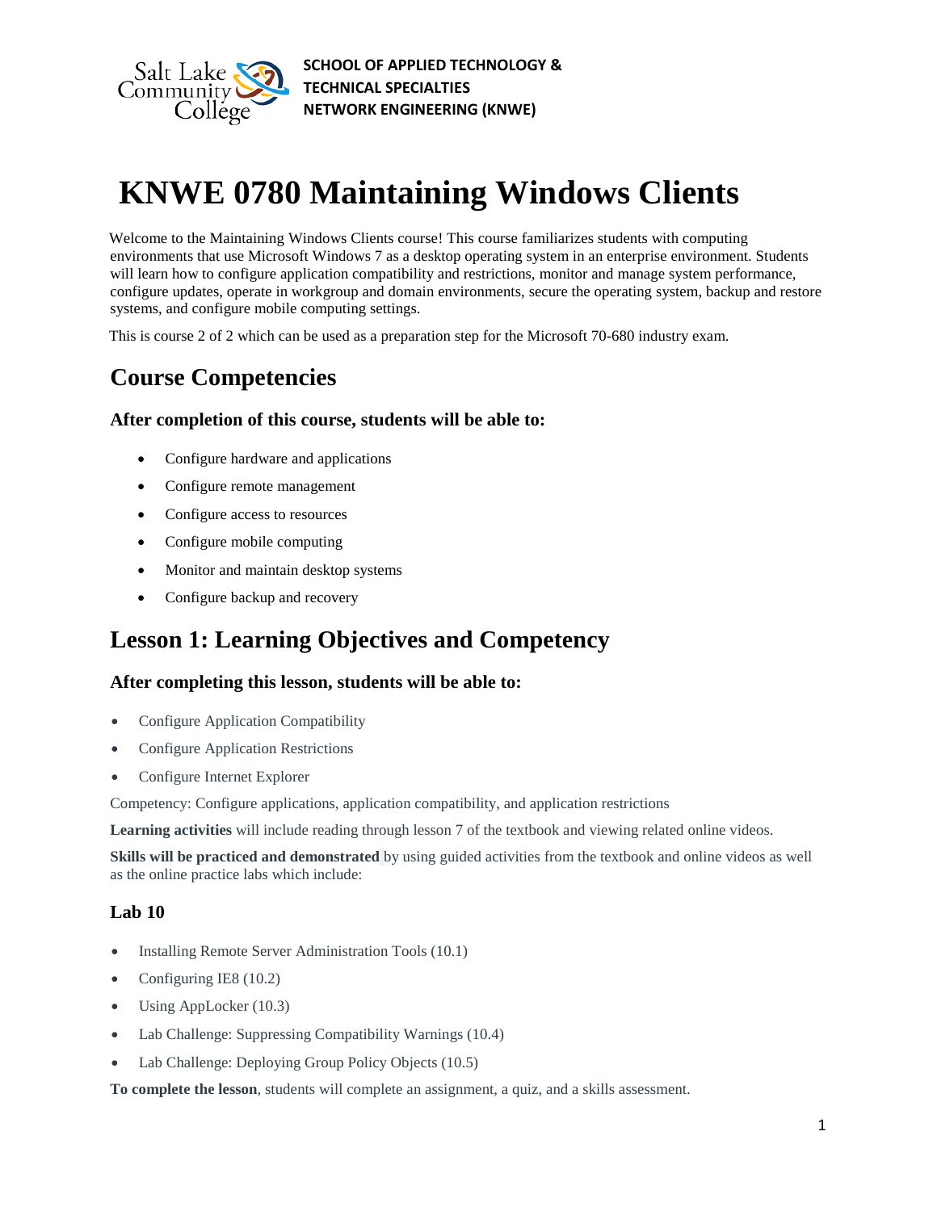SCHOOL OF APPLIED TECHNOLOGY & TECHNICAL SPECIALTIES
NETWORK ENGINEERING (KNWE)

# KNWE 0780 Maintaining Windows Clients

Welcome to the Maintaining Windows Clients course! This course familiarizes students with computing environments that use Microsoft Windows 7 as a desktop operating system in an enterprise environment. Students will learn how to configure application compatibility and restrictions, monitor and manage system performance, configure updates, operate in workgroup and domain environments, secure the operating system, backup and restore systems, and configure mobile computing settings.

This is course 2 of 2 which can be used as a preparation step for the Microsoft 70-680 industry exam.

## Course Competencies

### After completion of this course, students will be able to:

- Configure hardware and applications
- Configure remote management
- Configure access to resources
- Configure mobile computing
- Monitor and maintain desktop systems
- Configure backup and recovery

## Lesson 1: Learning Objectives and Competency

### After completing this lesson, students will be able to:

- Configure Application Compatibility
- Configure Application Restrictions
- Configure Internet Explorer

Competency: Configure applications, application compatibility, and application restrictions

**Learning activities** will include reading through lesson 7 of the textbook and viewing related online videos.

**Skills will be practiced and demonstrated** by using guided activities from the textbook and online videos as well as the online practice labs which include:

### Lab 10

- Installing Remote Server Administration Tools (10.1)
- Configuring IE8 (10.2)
- Using AppLocker (10.3)
- Lab Challenge: Suppressing Compatibility Warnings (10.4)
- Lab Challenge: Deploying Group Policy Objects (10.5)

**To complete the lesson**, students will complete an assignment, a quiz, and a skills assessment.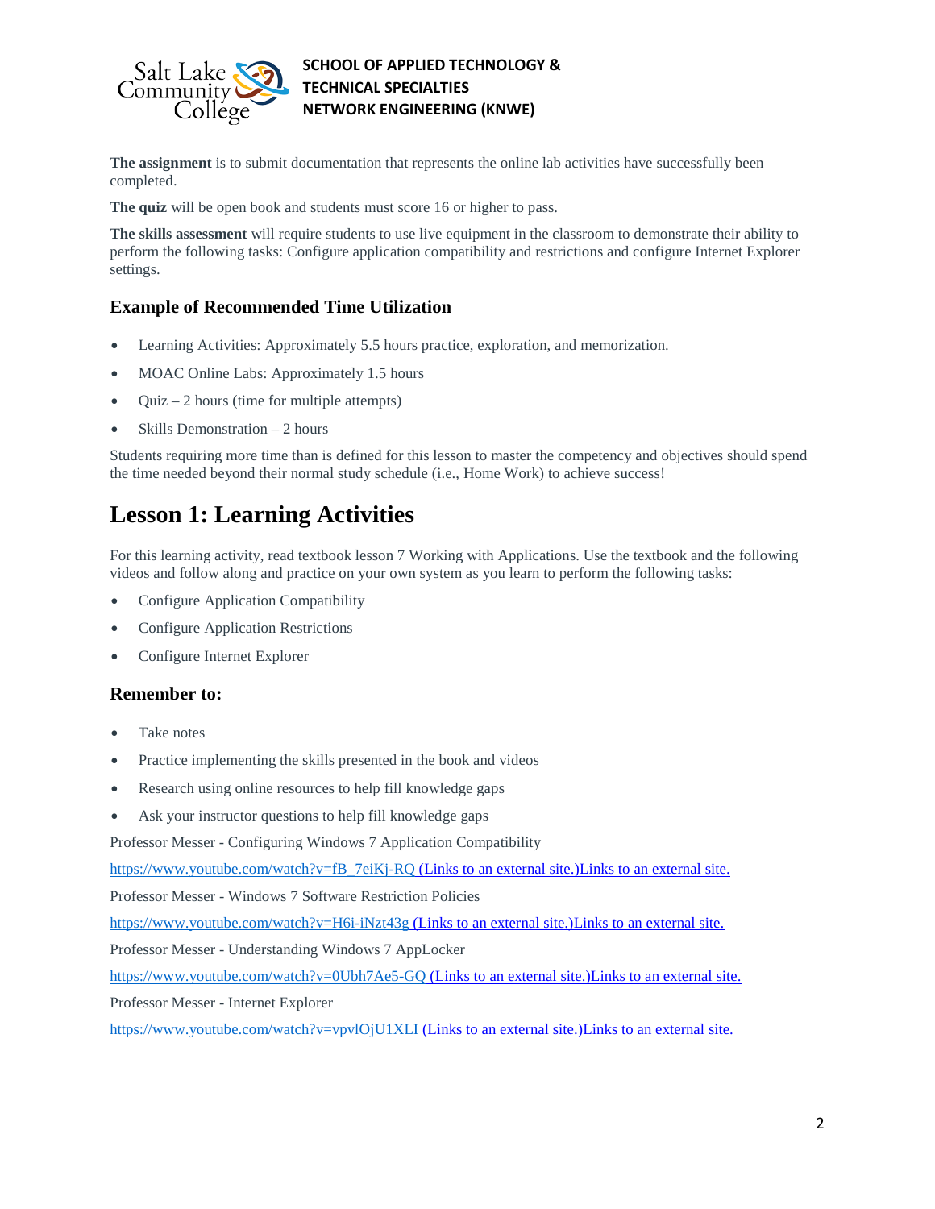**The assignment** is to submit documentation that represents the online lab activities have successfully been completed.

**The quiz** will be open book and students must score 16 or higher to pass.

**The skills assessment** will require students to use live equipment in the classroom to demonstrate their ability to perform the following tasks: Configure application compatibility and restrictions and configure Internet Explorer settings.

### Example of Recommended Time Utilization

- Learning Activities: Approximately 5.5 hours practice, exploration, and memorization.
- MOAC Online Labs: Approximately 1.5 hours
- Quiz – 2 hours (time for multiple attempts)
- Skills Demonstration – 2 hours

Students requiring more time than is defined for this lesson to master the competency and objectives should spend the time needed beyond their normal study schedule (i.e., Home Work) to achieve success!

## Lesson 1: Learning Activities

For this learning activity, read textbook lesson 7 Working with Applications. Use the textbook and the following videos and follow along and practice on your own system as you learn to perform the following tasks:

- Configure Application Compatibility
- Configure Application Restrictions
- Configure Internet Explorer

### Remember to:

- Take notes
- Practice implementing the skills presented in the book and videos
- Research using online resources to help fill knowledge gaps
- Ask your instructor questions to help fill knowledge gaps

Professor Messer - Configuring Windows 7 Application Compatibility

https://www.youtube.com/watch?v=fB_7eiKj-RQ (Links to an external site.)Links to an external site.

Professor Messer - Windows 7 Software Restriction Policies

https://www.youtube.com/watch?v=H6i-iNzt43g (Links to an external site.)Links to an external site.

Professor Messer - Understanding Windows 7 AppLocker

https://www.youtube.com/watch?v=0Ubh7Ae5-GQ (Links to an external site.)Links to an external site.

Professor Messer - Internet Explorer

https://www.youtube.com/watch?v=vpvlOjU1XLI (Links to an external site.)Links to an external site.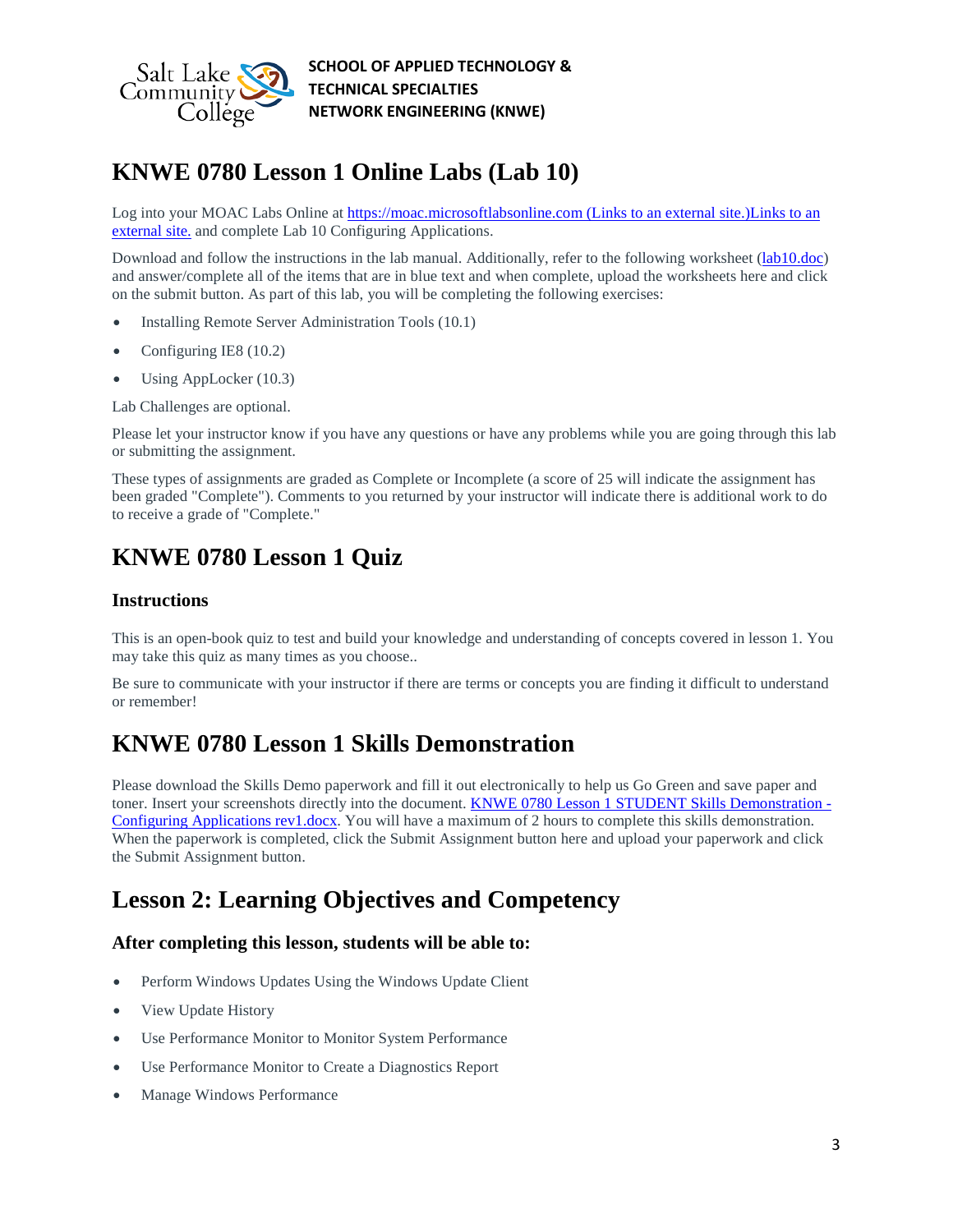# KNWE 0780 Lesson 1 Online Labs (Lab 10)

Log into your MOAC Labs Online at https://moac.microsoftlabsonline.com (Links to an external site.)Links to an external site. and complete Lab 10 Configuring Applications.

Download and follow the instructions in the lab manual. Additionally, refer to the following worksheet (lab10.doc) and answer/complete all of the items that are in blue text and when complete, upload the worksheets here and click on the submit button. As part of this lab, you will be completing the following exercises:

- Installing Remote Server Administration Tools (10.1)
- Configuring IE8 (10.2)
- Using AppLocker (10.3)

Lab Challenges are optional.

Please let your instructor know if you have any questions or have any problems while you are going through this lab or submitting the assignment.

These types of assignments are graded as Complete or Incomplete (a score of 25 will indicate the assignment has been graded "Complete"). Comments to you returned by your instructor will indicate there is additional work to do to receive a grade of "Complete."

# KNWE 0780 Lesson 1 Quiz

### Instructions

This is an open-book quiz to test and build your knowledge and understanding of concepts covered in lesson 1. You may take this quiz as many times as you choose..

Be sure to communicate with your instructor if there are terms or concepts you are finding it difficult to understand or remember!

# KNWE 0780 Lesson 1 Skills Demonstration

Please download the Skills Demo paperwork and fill it out electronically to help us Go Green and save paper and toner. Insert your screenshots directly into the document. KNWE 0780 Lesson 1 STUDENT Skills Demonstration - Configuring Applications rev1.docx. You will have a maximum of 2 hours to complete this skills demonstration. When the paperwork is completed, click the Submit Assignment button here and upload your paperwork and click the Submit Assignment button.

# Lesson 2: Learning Objectives and Competency

### After completing this lesson, students will be able to:

- Perform Windows Updates Using the Windows Update Client
- View Update History
- Use Performance Monitor to Monitor System Performance
- Use Performance Monitor to Create a Diagnostics Report
- Manage Windows Performance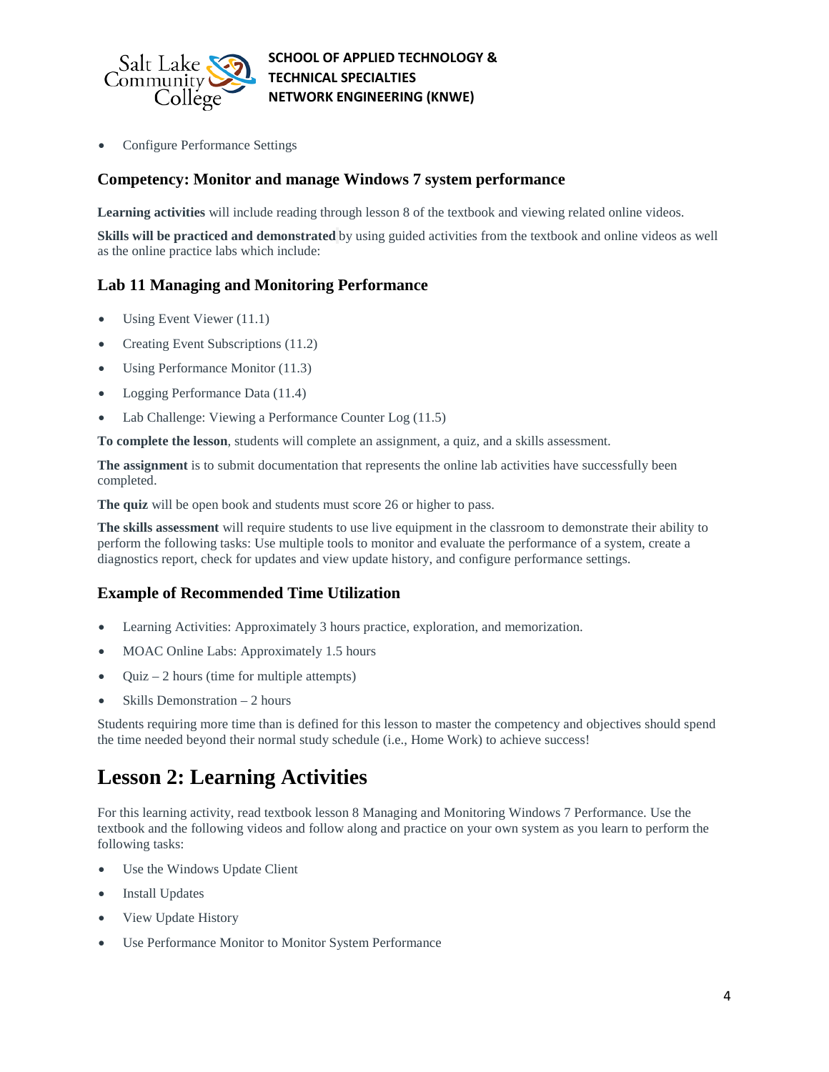- Configure Performance Settings

### Competency: Monitor and manage Windows 7 system performance

**Learning activities** will include reading through lesson 8 of the textbook and viewing related online videos.

**Skills will be practiced and demonstrated** by using guided activities from the textbook and online videos as well as the online practice labs which include:

### Lab 11 Managing and Monitoring Performance

- Using Event Viewer (11.1)
- Creating Event Subscriptions (11.2)
- Using Performance Monitor (11.3)
- Logging Performance Data (11.4)
- Lab Challenge: Viewing a Performance Counter Log (11.5)

**To complete the lesson**, students will complete an assignment, a quiz, and a skills assessment.

**The assignment** is to submit documentation that represents the online lab activities have successfully been completed.

**The quiz** will be open book and students must score 26 or higher to pass.

**The skills assessment** will require students to use live equipment in the classroom to demonstrate their ability to perform the following tasks: Use multiple tools to monitor and evaluate the performance of a system, create a diagnostics report, check for updates and view update history, and configure performance settings.

### Example of Recommended Time Utilization

- Learning Activities: Approximately 3 hours practice, exploration, and memorization.
- MOAC Online Labs: Approximately 1.5 hours
- Quiz – 2 hours (time for multiple attempts)
- Skills Demonstration – 2 hours

Students requiring more time than is defined for this lesson to master the competency and objectives should spend the time needed beyond their normal study schedule (i.e., Home Work) to achieve success!

# Lesson 2: Learning Activities

For this learning activity, read textbook lesson 8 Managing and Monitoring Windows 7 Performance. Use the textbook and the following videos and follow along and practice on your own system as you learn to perform the following tasks:

- Use the Windows Update Client
- Install Updates
- View Update History
- Use Performance Monitor to Monitor System Performance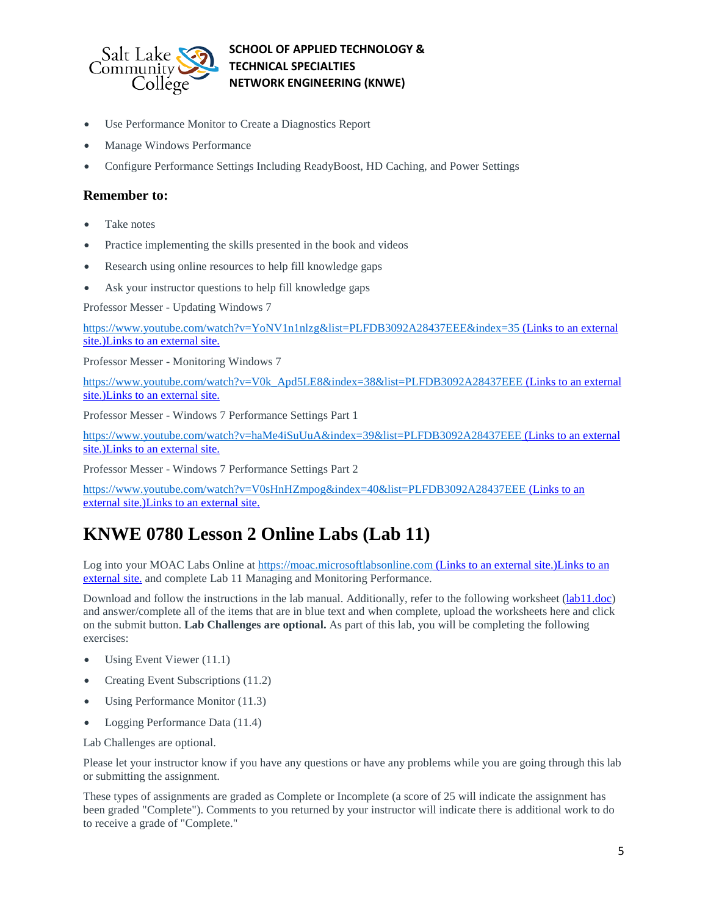- Use Performance Monitor to Create a Diagnostics Report
- Manage Windows Performance
- Configure Performance Settings Including ReadyBoost, HD Caching, and Power Settings

### Remember to:

- Take notes
- Practice implementing the skills presented in the book and videos
- Research using online resources to help fill knowledge gaps
- Ask your instructor questions to help fill knowledge gaps

Professor Messer - Updating Windows 7

https://www.youtube.com/watch?v=YoNV1n1nlzg&list=PLFDB3092A28437EEE&index=35 (Links to an external site.)Links to an external site.

Professor Messer - Monitoring Windows 7

https://www.youtube.com/watch?v=V0k_Apd5LE8&index=38&list=PLFDB3092A28437EEE (Links to an external site.)Links to an external site.

Professor Messer - Windows 7 Performance Settings Part 1

https://www.youtube.com/watch?v=haMe4iSuUuA&index=39&list=PLFDB3092A28437EEE (Links to an external site.)Links to an external site.

Professor Messer - Windows 7 Performance Settings Part 2

https://www.youtube.com/watch?v=V0sHnHZmpog&index=40&list=PLFDB3092A28437EEE (Links to an external site.)Links to an external site.

# KNWE 0780 Lesson 2 Online Labs (Lab 11)

Log into your MOAC Labs Online at https://moac.microsoftlabsonline.com (Links to an external site.)Links to an external site. and complete Lab 11 Managing and Monitoring Performance.

Download and follow the instructions in the lab manual. Additionally, refer to the following worksheet (lab11.doc) and answer/complete all of the items that are in blue text and when complete, upload the worksheets here and click on the submit button. **Lab Challenges are optional.** As part of this lab, you will be completing the following exercises:

- Using Event Viewer (11.1)
- Creating Event Subscriptions (11.2)
- Using Performance Monitor (11.3)
- Logging Performance Data (11.4)

Lab Challenges are optional.

Please let your instructor know if you have any questions or have any problems while you are going through this lab or submitting the assignment.

These types of assignments are graded as Complete or Incomplete (a score of 25 will indicate the assignment has been graded "Complete"). Comments to you returned by your instructor will indicate there is additional work to do to receive a grade of "Complete."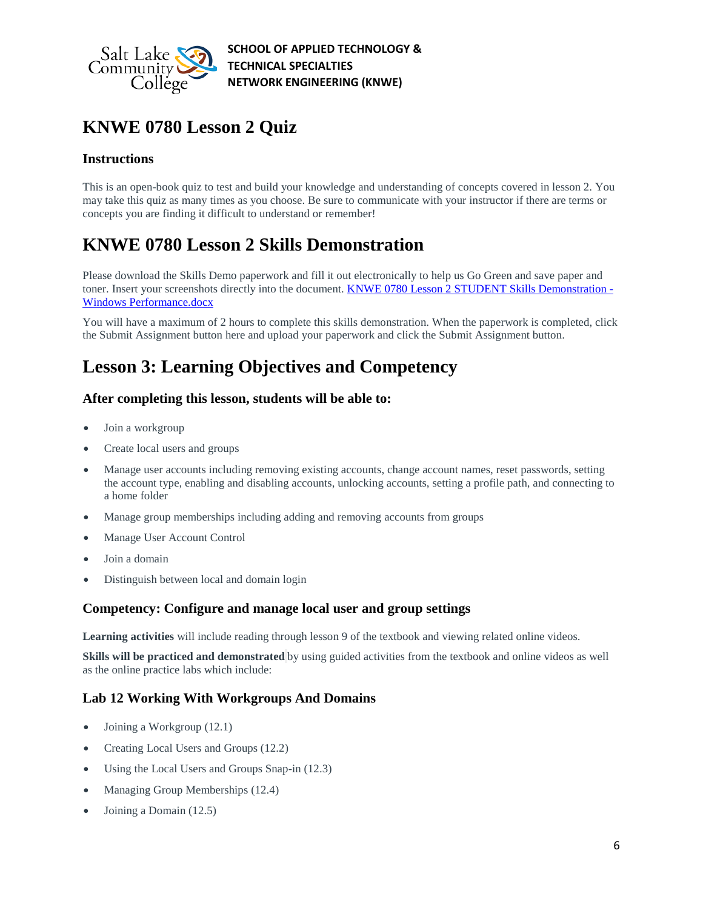# KNWE 0780 Lesson 2 Quiz

### Instructions

This is an open-book quiz to test and build your knowledge and understanding of concepts covered in lesson 2. You may take this quiz as many times as you choose. Be sure to communicate with your instructor if there are terms or concepts you are finding it difficult to understand or remember!

# KNWE 0780 Lesson 2 Skills Demonstration

Please download the Skills Demo paperwork and fill it out electronically to help us Go Green and save paper and toner. Insert your screenshots directly into the document. [KNWE 0780 Lesson 2 STUDENT Skills Demonstration - Windows Performance.docx]

You will have a maximum of 2 hours to complete this skills demonstration. When the paperwork is completed, click the Submit Assignment button here and upload your paperwork and click the Submit Assignment button.

# Lesson 3: Learning Objectives and Competency

### After completing this lesson, students will be able to:

- Join a workgroup
- Create local users and groups
- Manage user accounts including removing existing accounts, change account names, reset passwords, setting the account type, enabling and disabling accounts, unlocking accounts, setting a profile path, and connecting to a home folder
- Manage group memberships including adding and removing accounts from groups
- Manage User Account Control
- Join a domain
- Distinguish between local and domain login

### Competency: Configure and manage local user and group settings

**Learning activities** will include reading through lesson 9 of the textbook and viewing related online videos.

**Skills will be practiced and demonstrated** by using guided activities from the textbook and online videos as well as the online practice labs which include:

### Lab 12 Working With Workgroups And Domains

- Joining a Workgroup (12.1)
- Creating Local Users and Groups (12.2)
- Using the Local Users and Groups Snap-in (12.3)
- Managing Group Memberships (12.4)
- Joining a Domain (12.5)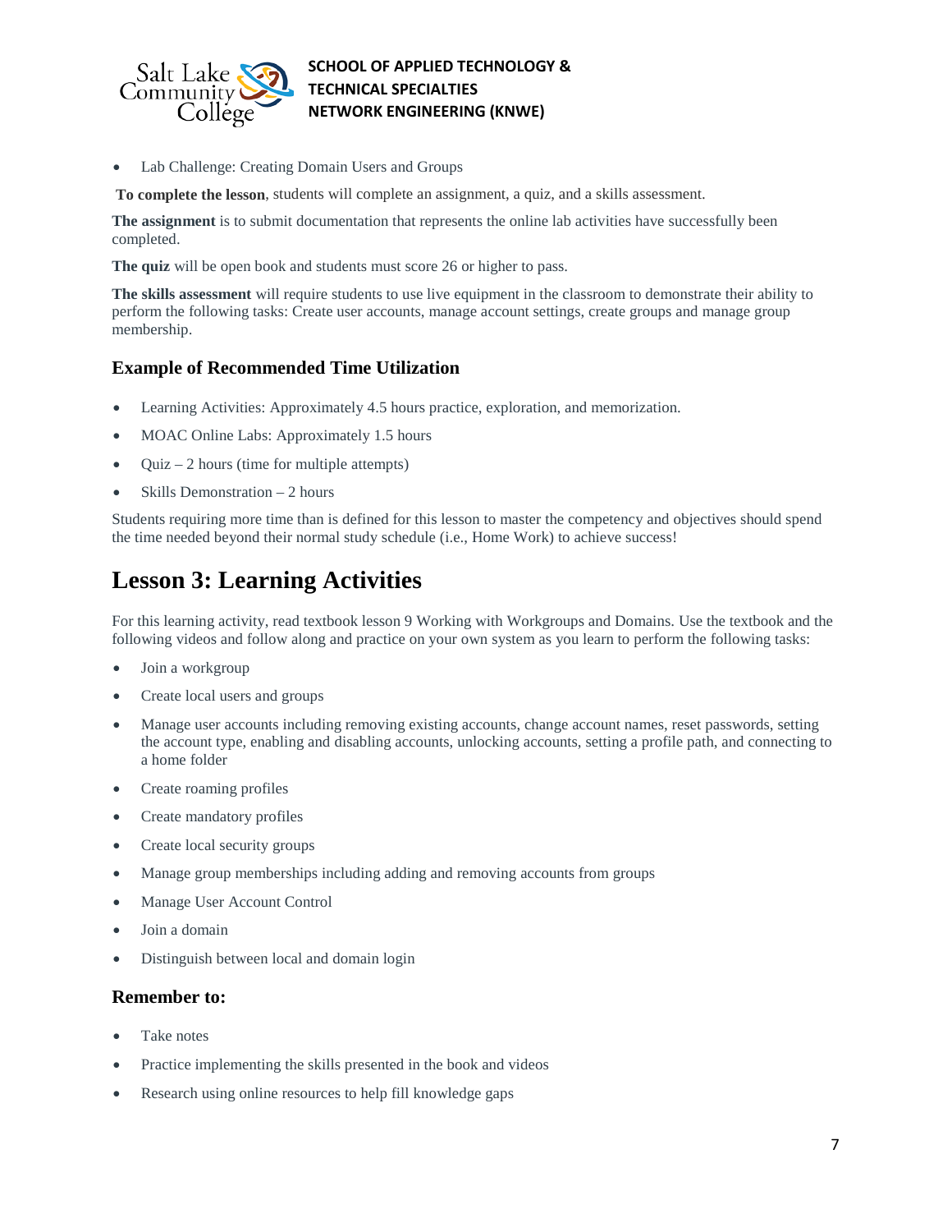- Lab Challenge: Creating Domain Users and Groups

**To complete the lesson**, students will complete an assignment, a quiz, and a skills assessment.

**The assignment** is to submit documentation that represents the online lab activities have successfully been completed.

**The quiz** will be open book and students must score 26 or higher to pass.

**The skills assessment** will require students to use live equipment in the classroom to demonstrate their ability to perform the following tasks: Create user accounts, manage account settings, create groups and manage group membership.

### Example of Recommended Time Utilization

- Learning Activities: Approximately 4.5 hours practice, exploration, and memorization.
- MOAC Online Labs: Approximately 1.5 hours
- Quiz – 2 hours (time for multiple attempts)
- Skills Demonstration – 2 hours

Students requiring more time than is defined for this lesson to master the competency and objectives should spend the time needed beyond their normal study schedule (i.e., Home Work) to achieve success!

## Lesson 3: Learning Activities

For this learning activity, read textbook lesson 9 Working with Workgroups and Domains. Use the textbook and the following videos and follow along and practice on your own system as you learn to perform the following tasks:

- Join a workgroup
- Create local users and groups
- Manage user accounts including removing existing accounts, change account names, reset passwords, setting the account type, enabling and disabling accounts, unlocking accounts, setting a profile path, and connecting to a home folder
- Create roaming profiles
- Create mandatory profiles
- Create local security groups
- Manage group memberships including adding and removing accounts from groups
- Manage User Account Control
- Join a domain
- Distinguish between local and domain login

### Remember to:

- Take notes
- Practice implementing the skills presented in the book and videos
- Research using online resources to help fill knowledge gaps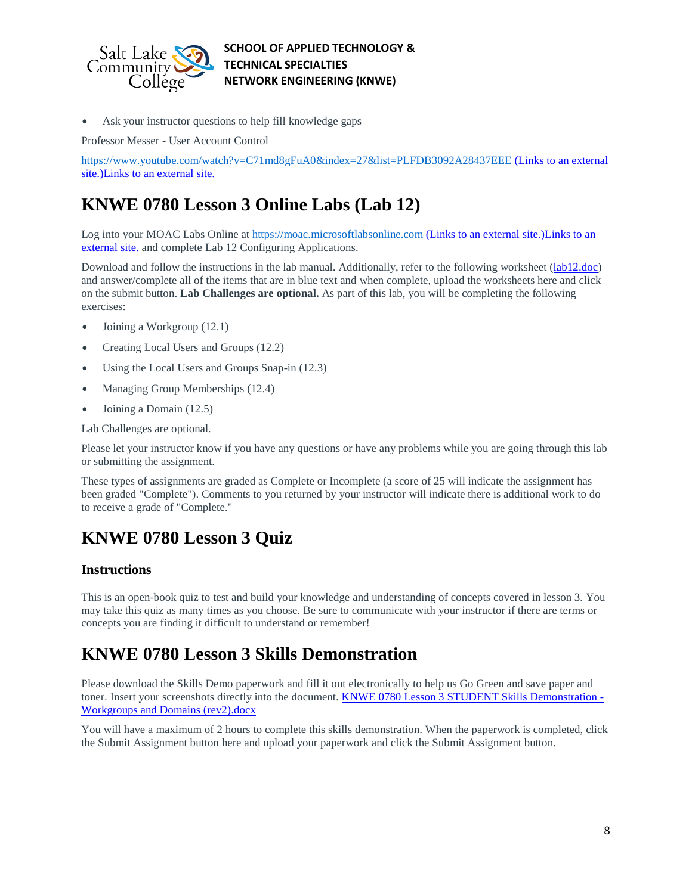- Ask your instructor questions to help fill knowledge gaps

Professor Messer - User Account Control

[https://www.youtube.com/watch?v=C71md8gFuA0&index=27&list=PLFDB3092A28437EEE (Links to an external site.)Links to an external site.](https://www.youtube.com/watch?v=C71md8gFuA0&index=27&list=PLFDB3092A28437EEE)

## KNWE 0780 Lesson 3 Online Labs (Lab 12)

Log into your MOAC Labs Online at [https://moac.microsoftlabsonline.com (Links to an external site.)Links to an external site.](https://moac.microsoftlabsonline.com) and complete Lab 12 Configuring Applications.

Download and follow the instructions in the lab manual. Additionally, refer to the following worksheet (lab12.doc) and answer/complete all of the items that are in blue text and when complete, upload the worksheets here and click on the submit button. **Lab Challenges are optional.** As part of this lab, you will be completing the following exercises:

- Joining a Workgroup (12.1)
- Creating Local Users and Groups (12.2)
- Using the Local Users and Groups Snap-in (12.3)
- Managing Group Memberships (12.4)
- Joining a Domain (12.5)

Lab Challenges are optional.

Please let your instructor know if you have any questions or have any problems while you are going through this lab or submitting the assignment.

These types of assignments are graded as Complete or Incomplete (a score of 25 will indicate the assignment has been graded "Complete"). Comments to you returned by your instructor will indicate there is additional work to do to receive a grade of "Complete."

## KNWE 0780 Lesson 3 Quiz

### Instructions

This is an open-book quiz to test and build your knowledge and understanding of concepts covered in lesson 3. You may take this quiz as many times as you choose. Be sure to communicate with your instructor if there are terms or concepts you are finding it difficult to understand or remember!

## KNWE 0780 Lesson 3 Skills Demonstration

Please download the Skills Demo paperwork and fill it out electronically to help us Go Green and save paper and toner. Insert your screenshots directly into the document. KNWE 0780 Lesson 3 STUDENT Skills Demonstration - Workgroups and Domains (rev2).docx

You will have a maximum of 2 hours to complete this skills demonstration. When the paperwork is completed, click the Submit Assignment button here and upload your paperwork and click the Submit Assignment button.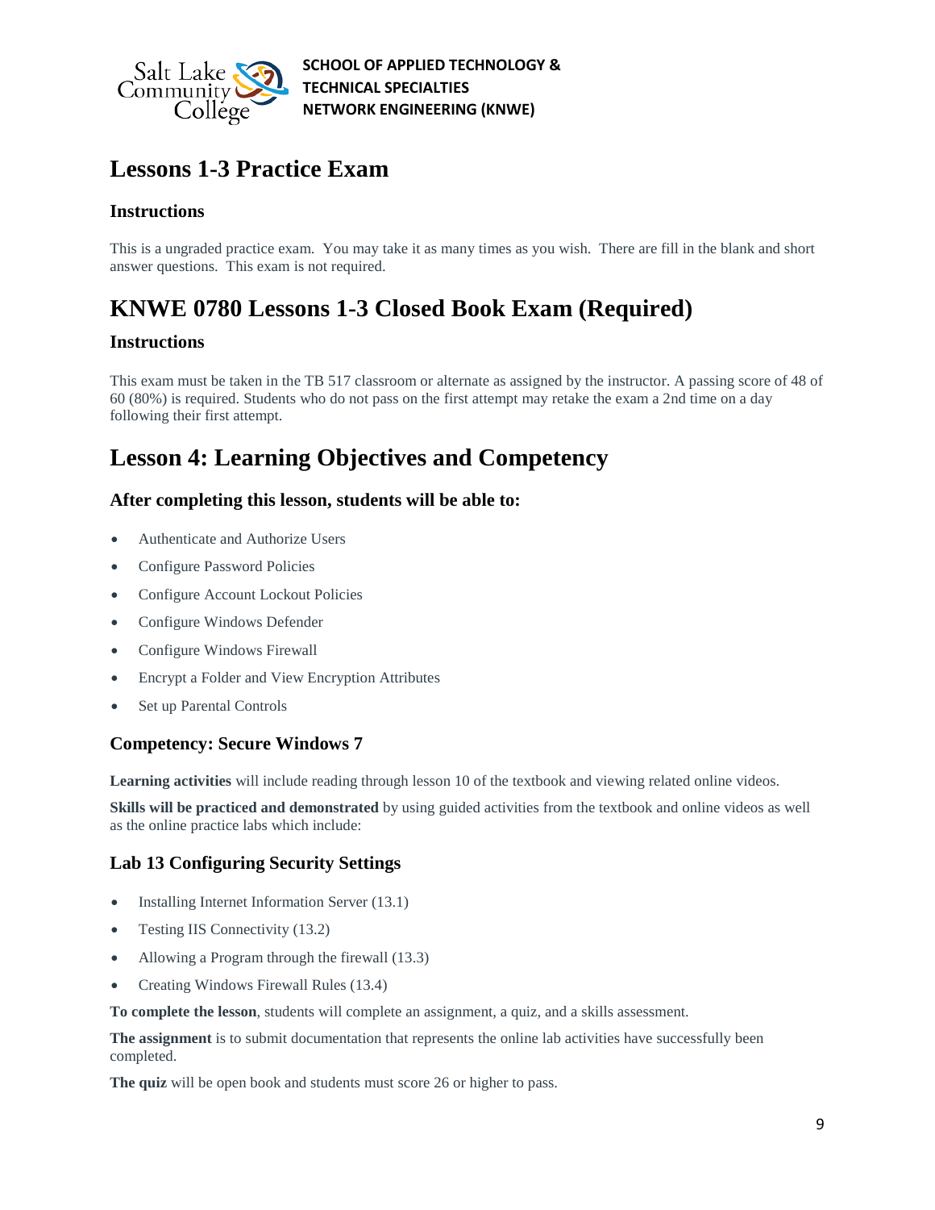## Lessons 1-3 Practice Exam

### Instructions

This is a ungraded practice exam. You may take it as many times as you wish. There are fill in the blank and short answer questions. This exam is not required.

## KNWE 0780 Lessons 1-3 Closed Book Exam (Required)

### Instructions

This exam must be taken in the TB 517 classroom or alternate as assigned by the instructor. A passing score of 48 of 60 (80%) is required. Students who do not pass on the first attempt may retake the exam a 2nd time on a day following their first attempt.

## Lesson 4: Learning Objectives and Competency

### After completing this lesson, students will be able to:

- Authenticate and Authorize Users
- Configure Password Policies
- Configure Account Lockout Policies
- Configure Windows Defender
- Configure Windows Firewall
- Encrypt a Folder and View Encryption Attributes
- Set up Parental Controls

### Competency: Secure Windows 7

**Learning activities** will include reading through lesson 10 of the textbook and viewing related online videos.

**Skills will be practiced and demonstrated** by using guided activities from the textbook and online videos as well as the online practice labs which include:

### Lab 13 Configuring Security Settings

- Installing Internet Information Server (13.1)
- Testing IIS Connectivity (13.2)
- Allowing a Program through the firewall (13.3)
- Creating Windows Firewall Rules (13.4)

**To complete the lesson**, students will complete an assignment, a quiz, and a skills assessment.

**The assignment** is to submit documentation that represents the online lab activities have successfully been completed.

**The quiz** will be open book and students must score 26 or higher to pass.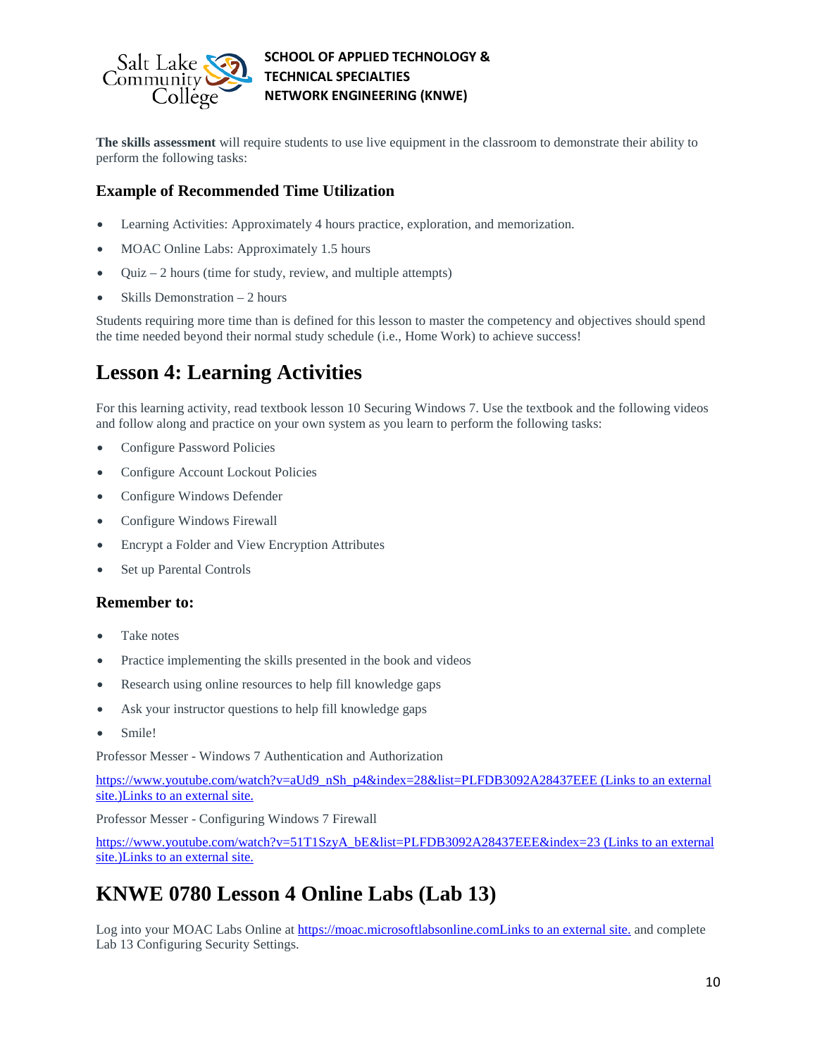**The skills assessment** will require students to use live equipment in the classroom to demonstrate their ability to perform the following tasks:

### Example of Recommended Time Utilization

- Learning Activities: Approximately 4 hours practice, exploration, and memorization.
- MOAC Online Labs: Approximately 1.5 hours
- Quiz – 2 hours (time for study, review, and multiple attempts)
- Skills Demonstration – 2 hours

Students requiring more time than is defined for this lesson to master the competency and objectives should spend the time needed beyond their normal study schedule (i.e., Home Work) to achieve success!

## Lesson 4: Learning Activities

For this learning activity, read textbook lesson 10 Securing Windows 7. Use the textbook and the following videos and follow along and practice on your own system as you learn to perform the following tasks:

- Configure Password Policies
- Configure Account Lockout Policies
- Configure Windows Defender
- Configure Windows Firewall
- Encrypt a Folder and View Encryption Attributes
- Set up Parental Controls

### Remember to:

- Take notes
- Practice implementing the skills presented in the book and videos
- Research using online resources to help fill knowledge gaps
- Ask your instructor questions to help fill knowledge gaps
- Smile!

Professor Messer - Windows 7 Authentication and Authorization

[https://www.youtube.com/watch?v=aUd9_nSh_p4&index=28&list=PLFDB3092A28437EEE (Links to an external site.)Links to an external site.](https://www.youtube.com/watch?v=aUd9_nSh_p4&index=28&list=PLFDB3092A28437EEE)

Professor Messer - Configuring Windows 7 Firewall

[https://www.youtube.com/watch?v=51T1SzyA_bE&list=PLFDB3092A28437EEE&index=23 (Links to an external site.)Links to an external site.](https://www.youtube.com/watch?v=51T1SzyA_bE&list=PLFDB3092A28437EEE&index=23)

## KNWE 0780 Lesson 4 Online Labs (Lab 13)

Log into your MOAC Labs Online at [https://moac.microsoftlabsonline.comLinks to an external site.](https://moac.microsoftlabsonline.com) and complete Lab 13 Configuring Security Settings.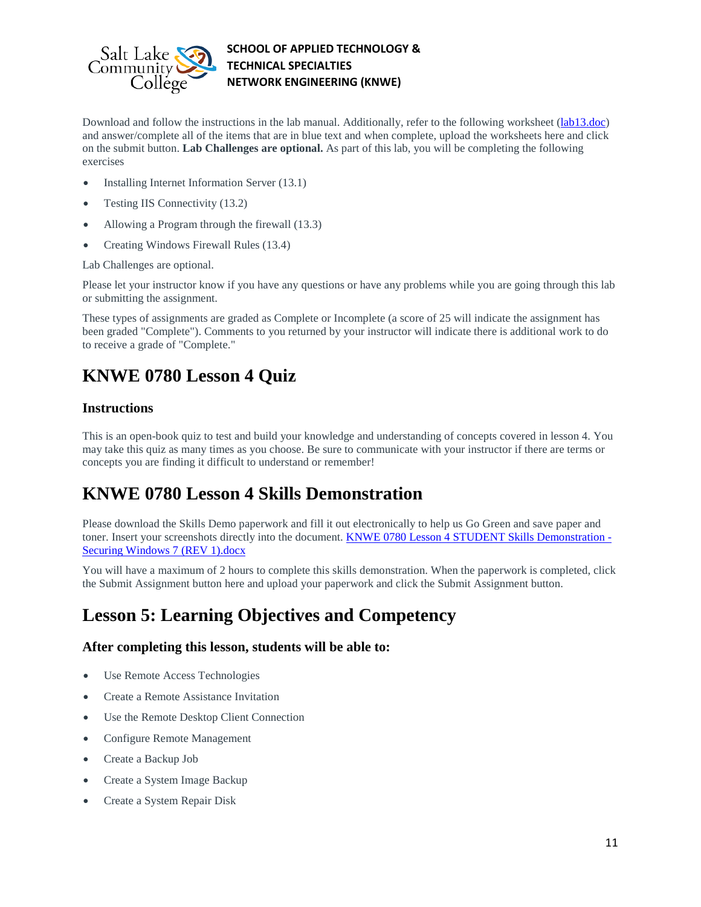Download and follow the instructions in the lab manual. Additionally, refer to the following worksheet (lab13.doc) and answer/complete all of the items that are in blue text and when complete, upload the worksheets here and click on the submit button. **Lab Challenges are optional.** As part of this lab, you will be completing the following exercises

- Installing Internet Information Server (13.1)
- Testing IIS Connectivity (13.2)
- Allowing a Program through the firewall (13.3)
- Creating Windows Firewall Rules (13.4)

Lab Challenges are optional.

Please let your instructor know if you have any questions or have any problems while you are going through this lab or submitting the assignment.

These types of assignments are graded as Complete or Incomplete (a score of 25 will indicate the assignment has been graded "Complete"). Comments to you returned by your instructor will indicate there is additional work to do to receive a grade of "Complete."

## KNWE 0780 Lesson 4 Quiz

### Instructions

This is an open-book quiz to test and build your knowledge and understanding of concepts covered in lesson 4. You may take this quiz as many times as you choose. Be sure to communicate with your instructor if there are terms or concepts you are finding it difficult to understand or remember!

## KNWE 0780 Lesson 4 Skills Demonstration

Please download the Skills Demo paperwork and fill it out electronically to help us Go Green and save paper and toner. Insert your screenshots directly into the document. KNWE 0780 Lesson 4 STUDENT Skills Demonstration - Securing Windows 7 (REV 1).docx

You will have a maximum of 2 hours to complete this skills demonstration. When the paperwork is completed, click the Submit Assignment button here and upload your paperwork and click the Submit Assignment button.

## Lesson 5: Learning Objectives and Competency

### After completing this lesson, students will be able to:

- Use Remote Access Technologies
- Create a Remote Assistance Invitation
- Use the Remote Desktop Client Connection
- Configure Remote Management
- Create a Backup Job
- Create a System Image Backup
- Create a System Repair Disk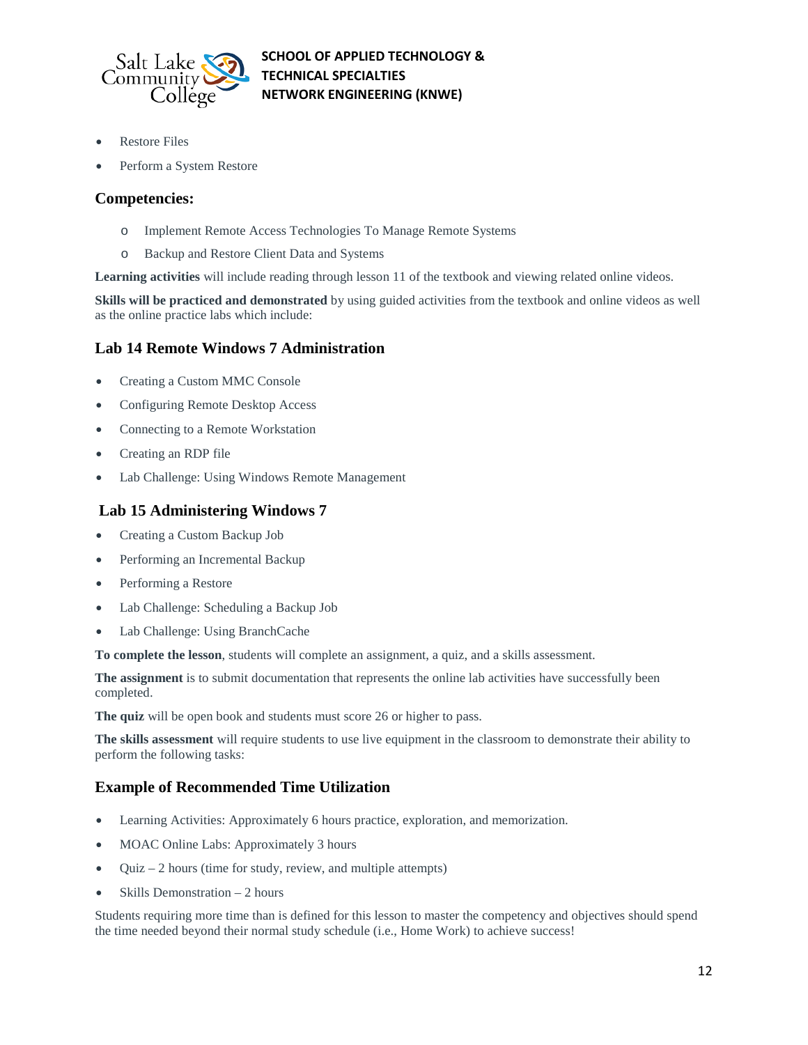- Restore Files
- Perform a System Restore

### Competencies:

- Implement Remote Access Technologies To Manage Remote Systems
- Backup and Restore Client Data and Systems

**Learning activities** will include reading through lesson 11 of the textbook and viewing related online videos.

**Skills will be practiced and demonstrated** by using guided activities from the textbook and online videos as well as the online practice labs which include:

### Lab 14 Remote Windows 7 Administration

- Creating a Custom MMC Console
- Configuring Remote Desktop Access
- Connecting to a Remote Workstation
- Creating an RDP file
- Lab Challenge: Using Windows Remote Management

### Lab 15 Administering Windows 7

- Creating a Custom Backup Job
- Performing an Incremental Backup
- Performing a Restore
- Lab Challenge: Scheduling a Backup Job
- Lab Challenge: Using BranchCache

**To complete the lesson**, students will complete an assignment, a quiz, and a skills assessment.

**The assignment** is to submit documentation that represents the online lab activities have successfully been completed.

**The quiz** will be open book and students must score 26 or higher to pass.

**The skills assessment** will require students to use live equipment in the classroom to demonstrate their ability to perform the following tasks:

### Example of Recommended Time Utilization

- Learning Activities: Approximately 6 hours practice, exploration, and memorization.
- MOAC Online Labs: Approximately 3 hours
- Quiz – 2 hours (time for study, review, and multiple attempts)
- Skills Demonstration – 2 hours

Students requiring more time than is defined for this lesson to master the competency and objectives should spend the time needed beyond their normal study schedule (i.e., Home Work) to achieve success!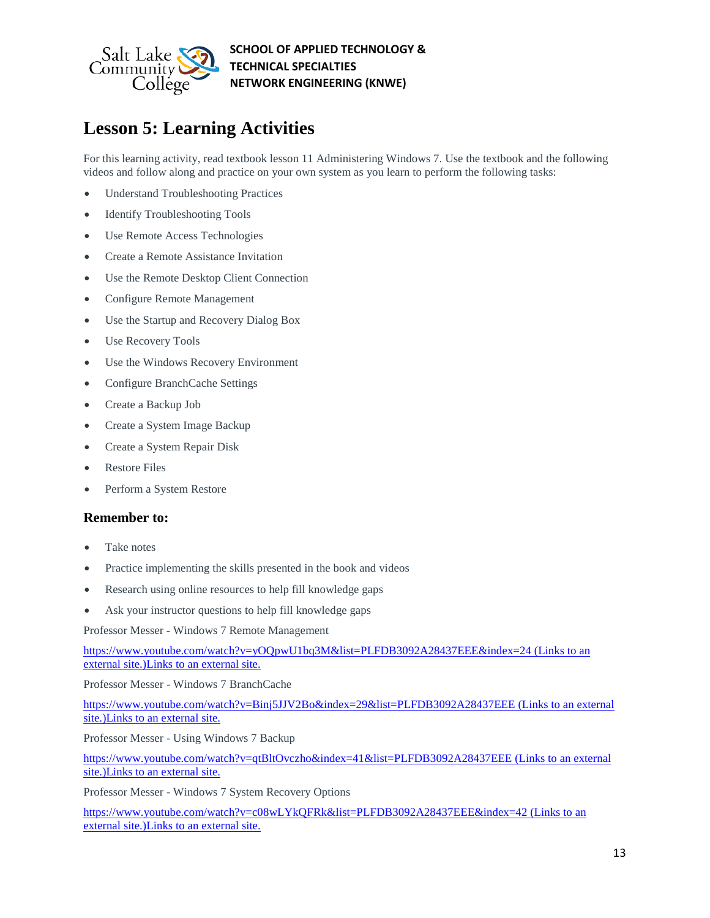# Lesson 5: Learning Activities

For this learning activity, read textbook lesson 11 Administering Windows 7. Use the textbook and the following videos and follow along and practice on your own system as you learn to perform the following tasks:

- Understand Troubleshooting Practices
- Identify Troubleshooting Tools
- Use Remote Access Technologies
- Create a Remote Assistance Invitation
- Use the Remote Desktop Client Connection
- Configure Remote Management
- Use the Startup and Recovery Dialog Box
- Use Recovery Tools
- Use the Windows Recovery Environment
- Configure BranchCache Settings
- Create a Backup Job
- Create a System Image Backup
- Create a System Repair Disk
- Restore Files
- Perform a System Restore

## Remember to:

- Take notes
- Practice implementing the skills presented in the book and videos
- Research using online resources to help fill knowledge gaps
- Ask your instructor questions to help fill knowledge gaps

Professor Messer - Windows 7 Remote Management

[https://www.youtube.com/watch?v=yOQpwU1bq3M&list=PLFDB3092A28437EEE&index=24 (Links to an external site.)Links to an external site.](https://www.youtube.com/watch?v=yOQpwU1bq3M&list=PLFDB3092A28437EEE&index=24)

Professor Messer - Windows 7 BranchCache

[https://www.youtube.com/watch?v=Binj5JJV2Bo&index=29&list=PLFDB3092A28437EEE (Links to an external site.)Links to an external site.](https://www.youtube.com/watch?v=Binj5JJV2Bo&index=29&list=PLFDB3092A28437EEE)

Professor Messer - Using Windows 7 Backup

[https://www.youtube.com/watch?v=qtBltOvczho&index=41&list=PLFDB3092A28437EEE (Links to an external site.)Links to an external site.](https://www.youtube.com/watch?v=qtBltOvczho&index=41&list=PLFDB3092A28437EEE)

Professor Messer - Windows 7 System Recovery Options

[https://www.youtube.com/watch?v=c08wLYkQFRk&list=PLFDB3092A28437EEE&index=42 (Links to an external site.)Links to an external site.](https://www.youtube.com/watch?v=c08wLYkQFRk&list=PLFDB3092A28437EEE&index=42)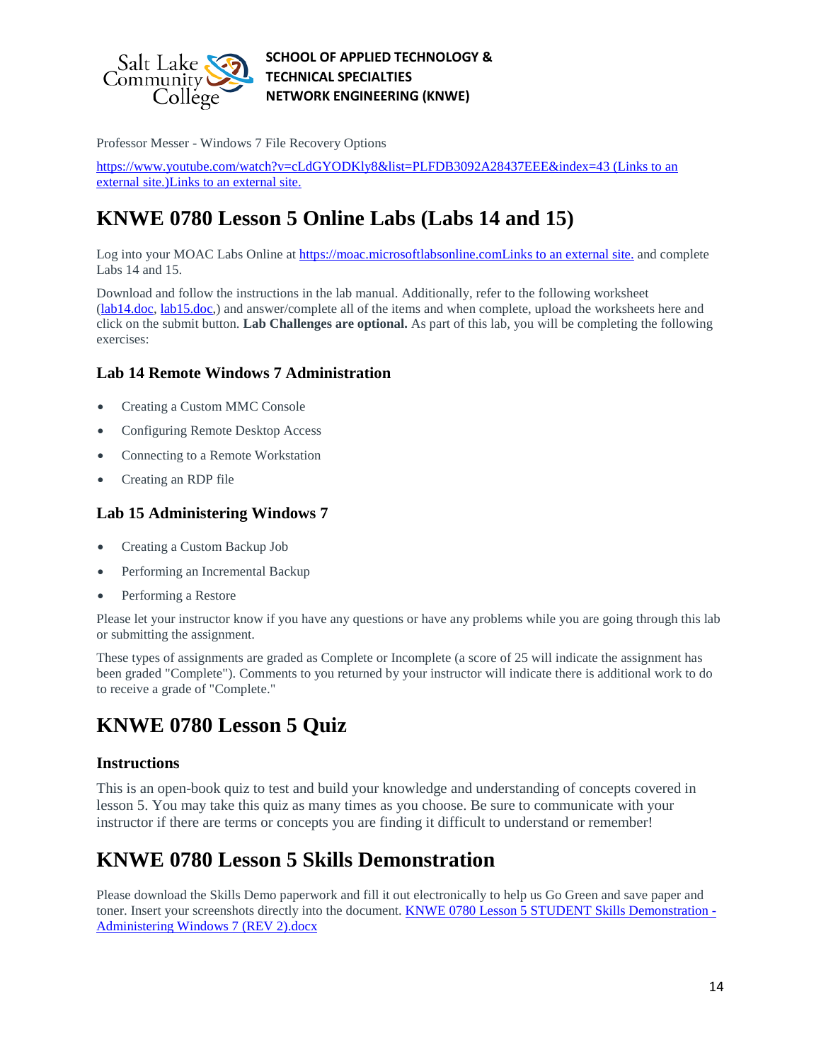Professor Messer - Windows 7 File Recovery Options

https://www.youtube.com/watch?v=cLdGYODKly8&list=PLFDB3092A28437EEE&index=43 (Links to an external site.)Links to an external site.

# KNWE 0780 Lesson 5 Online Labs (Labs 14 and 15)

Log into your MOAC Labs Online at https://moac.microsoftlabsonline.comLinks to an external site. and complete Labs 14 and 15.

Download and follow the instructions in the lab manual. Additionally, refer to the following worksheet (lab14.doc, lab15.doc,) and answer/complete all of the items and when complete, upload the worksheets here and click on the submit button. **Lab Challenges are optional.** As part of this lab, you will be completing the following exercises:

### Lab 14 Remote Windows 7 Administration

- Creating a Custom MMC Console
- Configuring Remote Desktop Access
- Connecting to a Remote Workstation
- Creating an RDP file

### Lab 15 Administering Windows 7

- Creating a Custom Backup Job
- Performing an Incremental Backup
- Performing a Restore

Please let your instructor know if you have any questions or have any problems while you are going through this lab or submitting the assignment.

These types of assignments are graded as Complete or Incomplete (a score of 25 will indicate the assignment has been graded "Complete"). Comments to you returned by your instructor will indicate there is additional work to do to receive a grade of "Complete."

# KNWE 0780 Lesson 5 Quiz

### Instructions

This is an open-book quiz to test and build your knowledge and understanding of concepts covered in lesson 5. You may take this quiz as many times as you choose. Be sure to communicate with your instructor if there are terms or concepts you are finding it difficult to understand or remember!

# KNWE 0780 Lesson 5 Skills Demonstration

Please download the Skills Demo paperwork and fill it out electronically to help us Go Green and save paper and toner. Insert your screenshots directly into the document. KNWE 0780 Lesson 5 STUDENT Skills Demonstration - Administering Windows 7 (REV 2).docx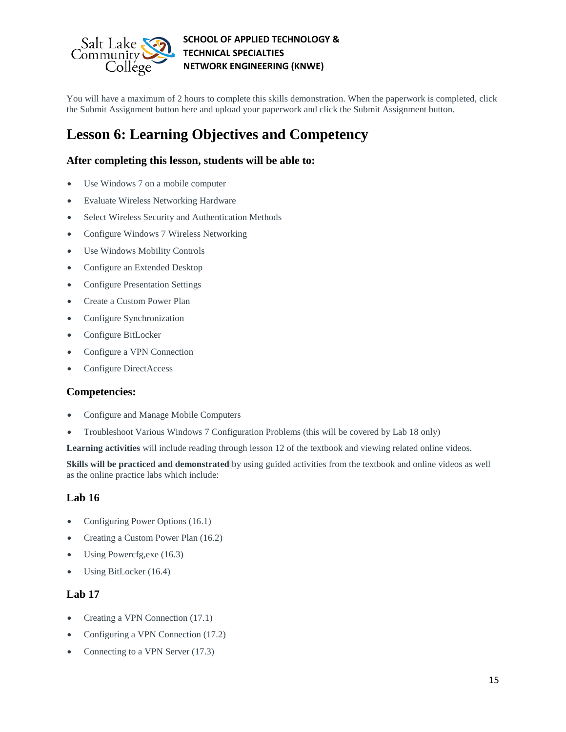You will have a maximum of 2 hours to complete this skills demonstration. When the paperwork is completed, click the Submit Assignment button here and upload your paperwork and click the Submit Assignment button.

# Lesson 6: Learning Objectives and Competency

### After completing this lesson, students will be able to:

- Use Windows 7 on a mobile computer
- Evaluate Wireless Networking Hardware
- Select Wireless Security and Authentication Methods
- Configure Windows 7 Wireless Networking
- Use Windows Mobility Controls
- Configure an Extended Desktop
- Configure Presentation Settings
- Create a Custom Power Plan
- Configure Synchronization
- Configure BitLocker
- Configure a VPN Connection
- Configure DirectAccess

### Competencies:

- Configure and Manage Mobile Computers
- Troubleshoot Various Windows 7 Configuration Problems (this will be covered by Lab 18 only)

**Learning activities** will include reading through lesson 12 of the textbook and viewing related online videos.

**Skills will be practiced and demonstrated** by using guided activities from the textbook and online videos as well as the online practice labs which include:

### Lab 16

- Configuring Power Options (16.1)
- Creating a Custom Power Plan (16.2)
- Using Powercfg,exe (16.3)
- Using BitLocker (16.4)

### Lab 17

- Creating a VPN Connection (17.1)
- Configuring a VPN Connection (17.2)
- Connecting to a VPN Server (17.3)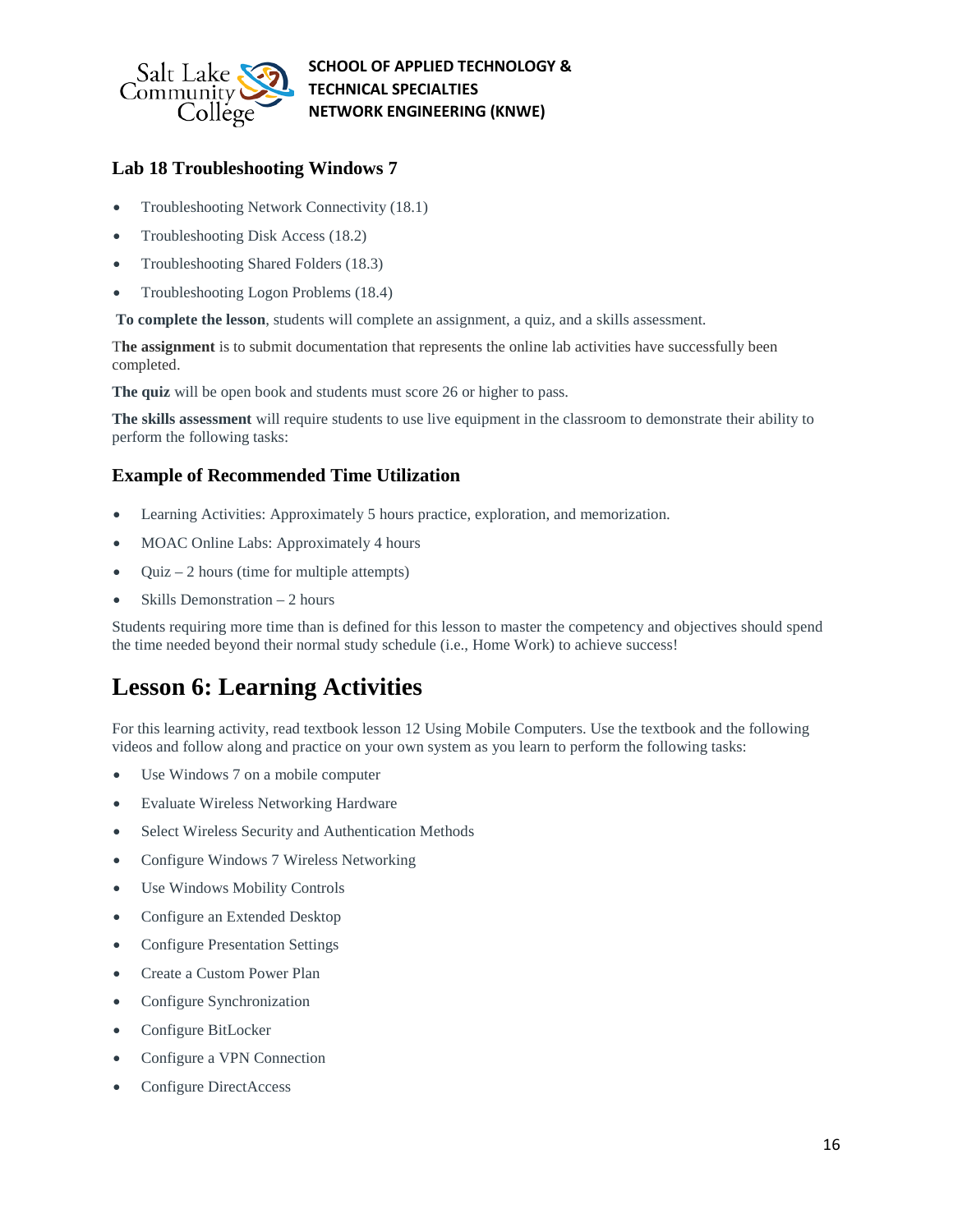### Lab 18 Troubleshooting Windows 7

- Troubleshooting Network Connectivity (18.1)
- Troubleshooting Disk Access (18.2)
- Troubleshooting Shared Folders (18.3)
- Troubleshooting Logon Problems (18.4)

**To complete the lesson**, students will complete an assignment, a quiz, and a skills assessment.

T**he assignment** is to submit documentation that represents the online lab activities have successfully been completed.

**The quiz** will be open book and students must score 26 or higher to pass.

**The skills assessment** will require students to use live equipment in the classroom to demonstrate their ability to perform the following tasks:

### Example of Recommended Time Utilization

- Learning Activities: Approximately 5 hours practice, exploration, and memorization.
- MOAC Online Labs: Approximately 4 hours
- Quiz – 2 hours (time for multiple attempts)
- Skills Demonstration – 2 hours

Students requiring more time than is defined for this lesson to master the competency and objectives should spend the time needed beyond their normal study schedule (i.e., Home Work) to achieve success!

# Lesson 6: Learning Activities

For this learning activity, read textbook lesson 12 Using Mobile Computers. Use the textbook and the following videos and follow along and practice on your own system as you learn to perform the following tasks:

- Use Windows 7 on a mobile computer
- Evaluate Wireless Networking Hardware
- Select Wireless Security and Authentication Methods
- Configure Windows 7 Wireless Networking
- Use Windows Mobility Controls
- Configure an Extended Desktop
- Configure Presentation Settings
- Create a Custom Power Plan
- Configure Synchronization
- Configure BitLocker
- Configure a VPN Connection
- Configure DirectAccess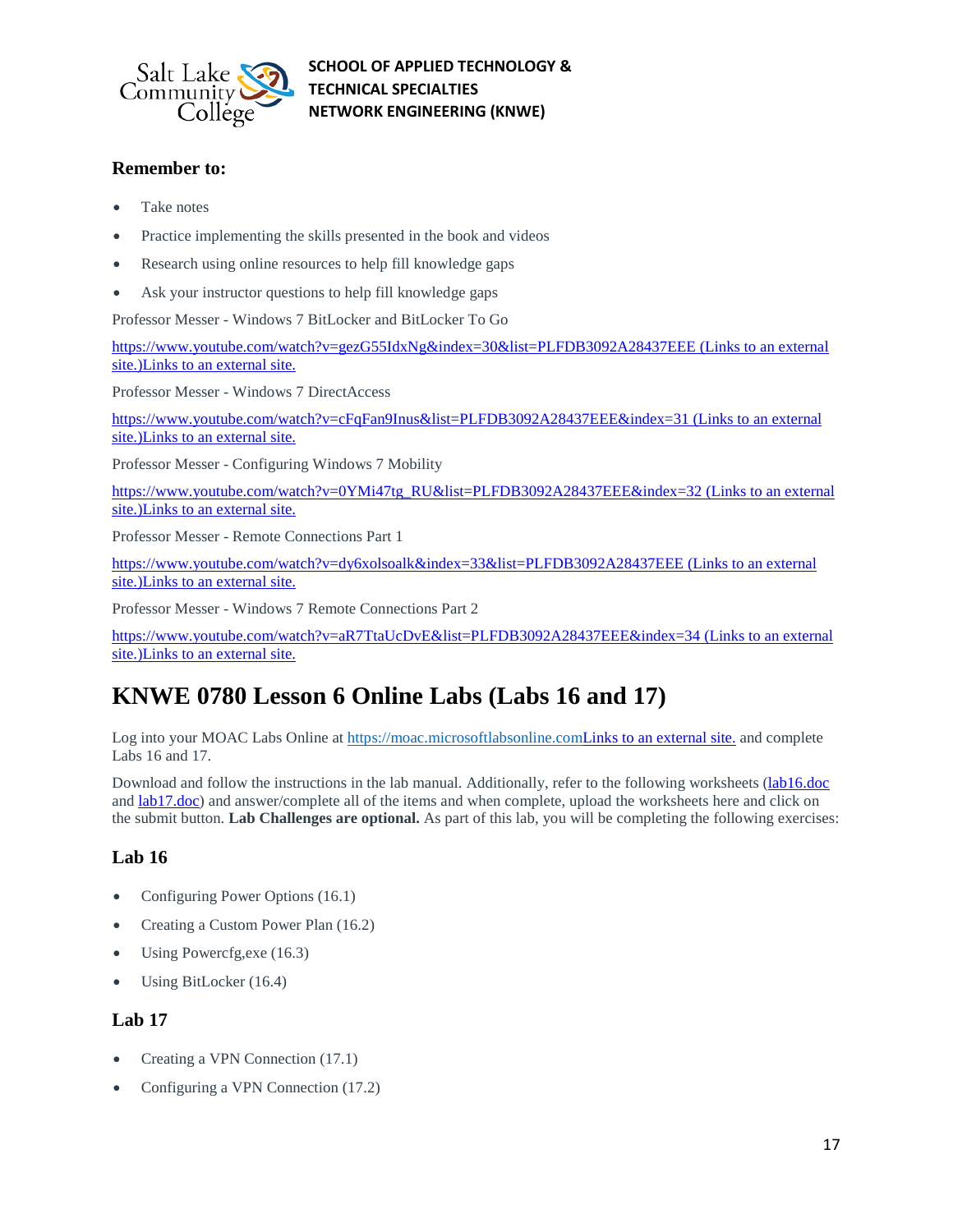### Remember to:

- Take notes
- Practice implementing the skills presented in the book and videos
- Research using online resources to help fill knowledge gaps
- Ask your instructor questions to help fill knowledge gaps

Professor Messer - Windows 7 BitLocker and BitLocker To Go

https://www.youtube.com/watch?v=gezG55IdxNg&index=30&list=PLFDB3092A28437EEE (Links to an external site.)Links to an external site.

Professor Messer - Windows 7 DirectAccess

https://www.youtube.com/watch?v=cFqFan9Inus&list=PLFDB3092A28437EEE&index=31 (Links to an external site.)Links to an external site.

Professor Messer - Configuring Windows 7 Mobility

https://www.youtube.com/watch?v=0YMi47tg_RU&list=PLFDB3092A28437EEE&index=32 (Links to an external site.)Links to an external site.

Professor Messer - Remote Connections Part 1

https://www.youtube.com/watch?v=dy6xolsoalk&index=33&list=PLFDB3092A28437EEE (Links to an external site.)Links to an external site.

Professor Messer - Windows 7 Remote Connections Part 2

https://www.youtube.com/watch?v=aR7TtaUcDvE&list=PLFDB3092A28437EEE&index=34 (Links to an external site.)Links to an external site.

# KNWE 0780 Lesson 6 Online Labs (Labs 16 and 17)

Log into your MOAC Labs Online at https://moac.microsoftlabsonline.comLinks to an external site. and complete Labs 16 and 17.

Download and follow the instructions in the lab manual. Additionally, refer to the following worksheets (lab16.doc and lab17.doc) and answer/complete all of the items and when complete, upload the worksheets here and click on the submit button. **Lab Challenges are optional.** As part of this lab, you will be completing the following exercises:

### Lab 16

- Configuring Power Options (16.1)
- Creating a Custom Power Plan (16.2)
- Using Powercfg,exe (16.3)
- Using BitLocker (16.4)

### Lab 17

- Creating a VPN Connection (17.1)
- Configuring a VPN Connection (17.2)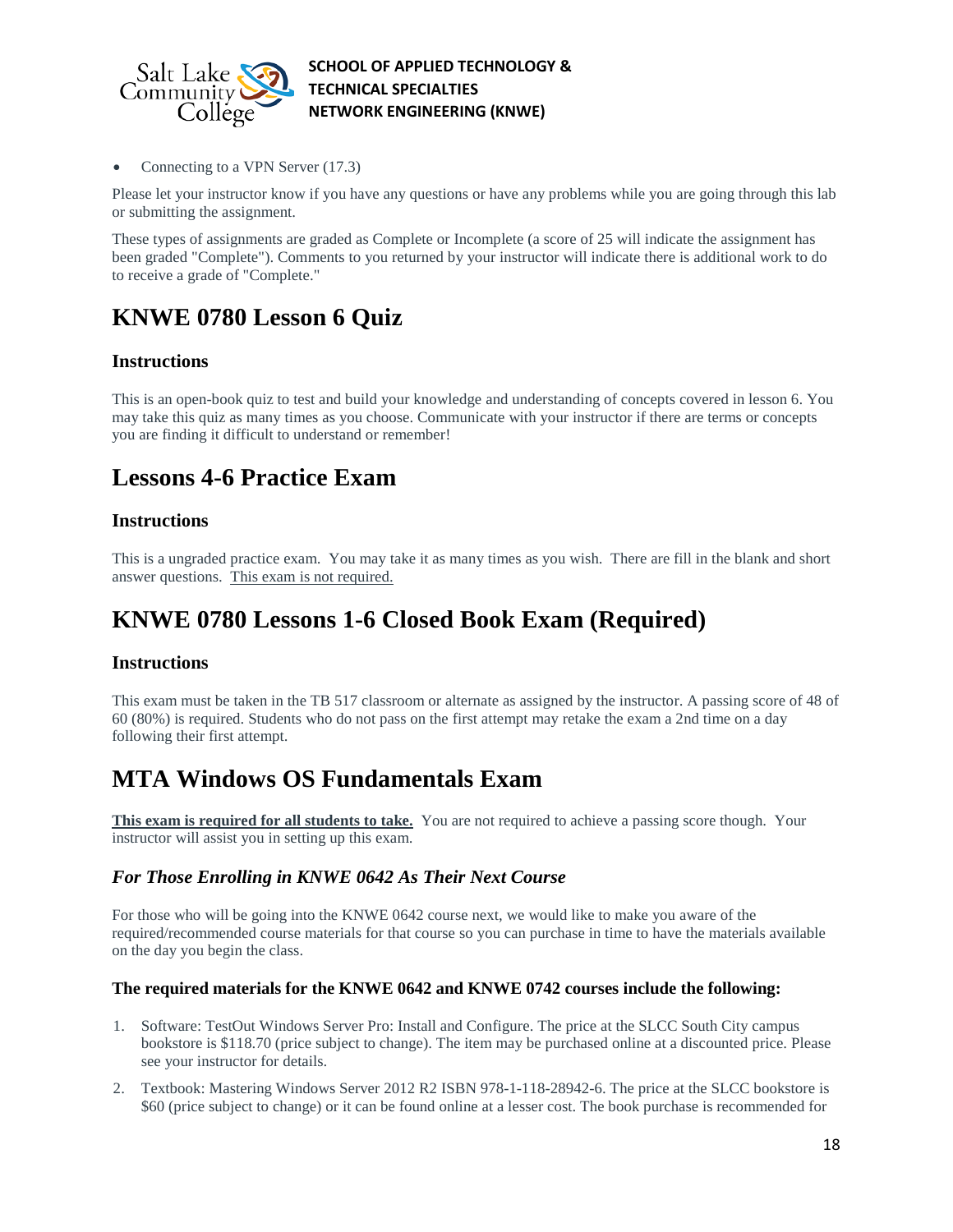- Connecting to a VPN Server (17.3)

Please let your instructor know if you have any questions or have any problems while you are going through this lab or submitting the assignment.

These types of assignments are graded as Complete or Incomplete (a score of 25 will indicate the assignment has been graded "Complete"). Comments to you returned by your instructor will indicate there is additional work to do to receive a grade of "Complete."

# KNWE 0780 Lesson 6 Quiz

### Instructions

This is an open-book quiz to test and build your knowledge and understanding of concepts covered in lesson 6. You may take this quiz as many times as you choose. Communicate with your instructor if there are terms or concepts you are finding it difficult to understand or remember!

# Lessons 4-6 Practice Exam

### Instructions

This is a ungraded practice exam. You may take it as many times as you wish. There are fill in the blank and short answer questions. This exam is not required.

# KNWE 0780 Lessons 1-6 Closed Book Exam (Required)

### Instructions

This exam must be taken in the TB 517 classroom or alternate as assigned by the instructor. A passing score of 48 of 60 (80%) is required. Students who do not pass on the first attempt may retake the exam a 2nd time on a day following their first attempt.

# MTA Windows OS Fundamentals Exam

**This exam is required for all students to take.** You are not required to achieve a passing score though. Your instructor will assist you in setting up this exam.

### *For Those Enrolling in KNWE 0642 As Their Next Course*

For those who will be going into the KNWE 0642 course next, we would like to make you aware of the required/recommended course materials for that course so you can purchase in time to have the materials available on the day you begin the class.

#### The required materials for the KNWE 0642 and KNWE 0742 courses include the following:

1. Software: TestOut Windows Server Pro: Install and Configure. The price at the SLCC South City campus bookstore is $118.70 (price subject to change). The item may be purchased online at a discounted price. Please see your instructor for details.
2. Textbook: Mastering Windows Server 2012 R2 ISBN 978-1-118-28942-6. The price at the SLCC bookstore is $60 (price subject to change) or it can be found online at a lesser cost. The book purchase is recommended for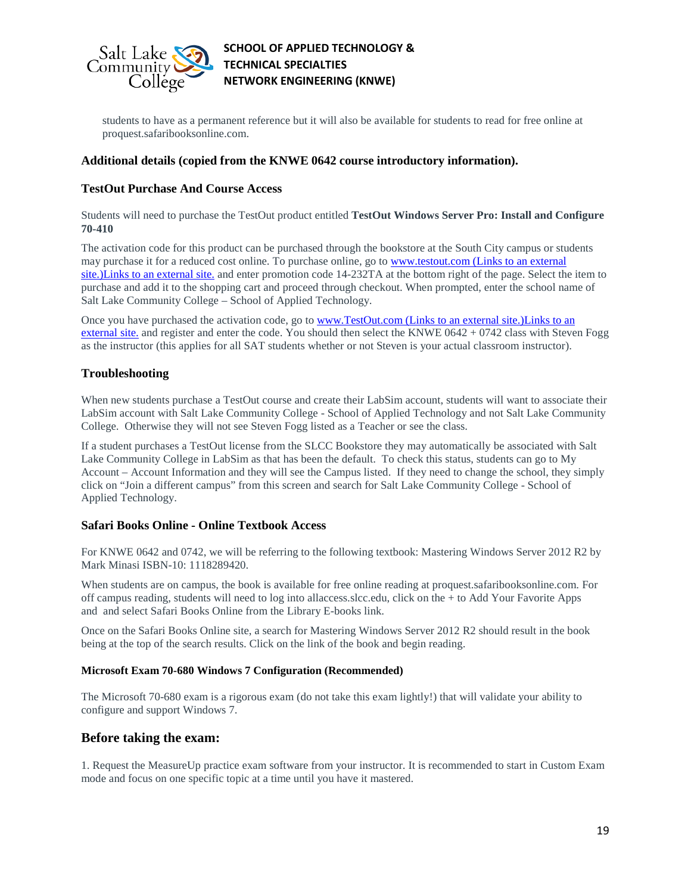students to have as a permanent reference but it will also be available for students to read for free online at proquest.safaribooksonline.com.

### Additional details (copied from the KNWE 0642 course introductory information).

### TestOut Purchase And Course Access

Students will need to purchase the TestOut product entitled **TestOut Windows Server Pro: Install and Configure 70-410**

The activation code for this product can be purchased through the bookstore at the South City campus or students may purchase it for a reduced cost online. To purchase online, go to www.testout.com (Links to an external site.)Links to an external site. and enter promotion code 14-232TA at the bottom right of the page. Select the item to purchase and add it to the shopping cart and proceed through checkout. When prompted, enter the school name of Salt Lake Community College – School of Applied Technology.

Once you have purchased the activation code, go to www.TestOut.com (Links to an external site.)Links to an external site. and register and enter the code. You should then select the KNWE 0642 + 0742 class with Steven Fogg as the instructor (this applies for all SAT students whether or not Steven is your actual classroom instructor).

### Troubleshooting

When new students purchase a TestOut course and create their LabSim account, students will want to associate their LabSim account with Salt Lake Community College - School of Applied Technology and not Salt Lake Community College. Otherwise they will not see Steven Fogg listed as a Teacher or see the class.

If a student purchases a TestOut license from the SLCC Bookstore they may automatically be associated with Salt Lake Community College in LabSim as that has been the default. To check this status, students can go to My Account – Account Information and they will see the Campus listed. If they need to change the school, they simply click on "Join a different campus" from this screen and search for Salt Lake Community College - School of Applied Technology.

### Safari Books Online - Online Textbook Access

For KNWE 0642 and 0742, we will be referring to the following textbook: Mastering Windows Server 2012 R2 by Mark Minasi ISBN-10: 1118289420.

When students are on campus, the book is available for free online reading at proquest.safaribooksonline.com. For off campus reading, students will need to log into allaccess.slcc.edu, click on the + to Add Your Favorite Apps and and select Safari Books Online from the Library E-books link.

Once on the Safari Books Online site, a search for Mastering Windows Server 2012 R2 should result in the book being at the top of the search results. Click on the link of the book and begin reading.

#### Microsoft Exam 70-680 Windows 7 Configuration (Recommended)

The Microsoft 70-680 exam is a rigorous exam (do not take this exam lightly!) that will validate your ability to configure and support Windows 7.

## Before taking the exam:

1. Request the MeasureUp practice exam software from your instructor. It is recommended to start in Custom Exam mode and focus on one specific topic at a time until you have it mastered.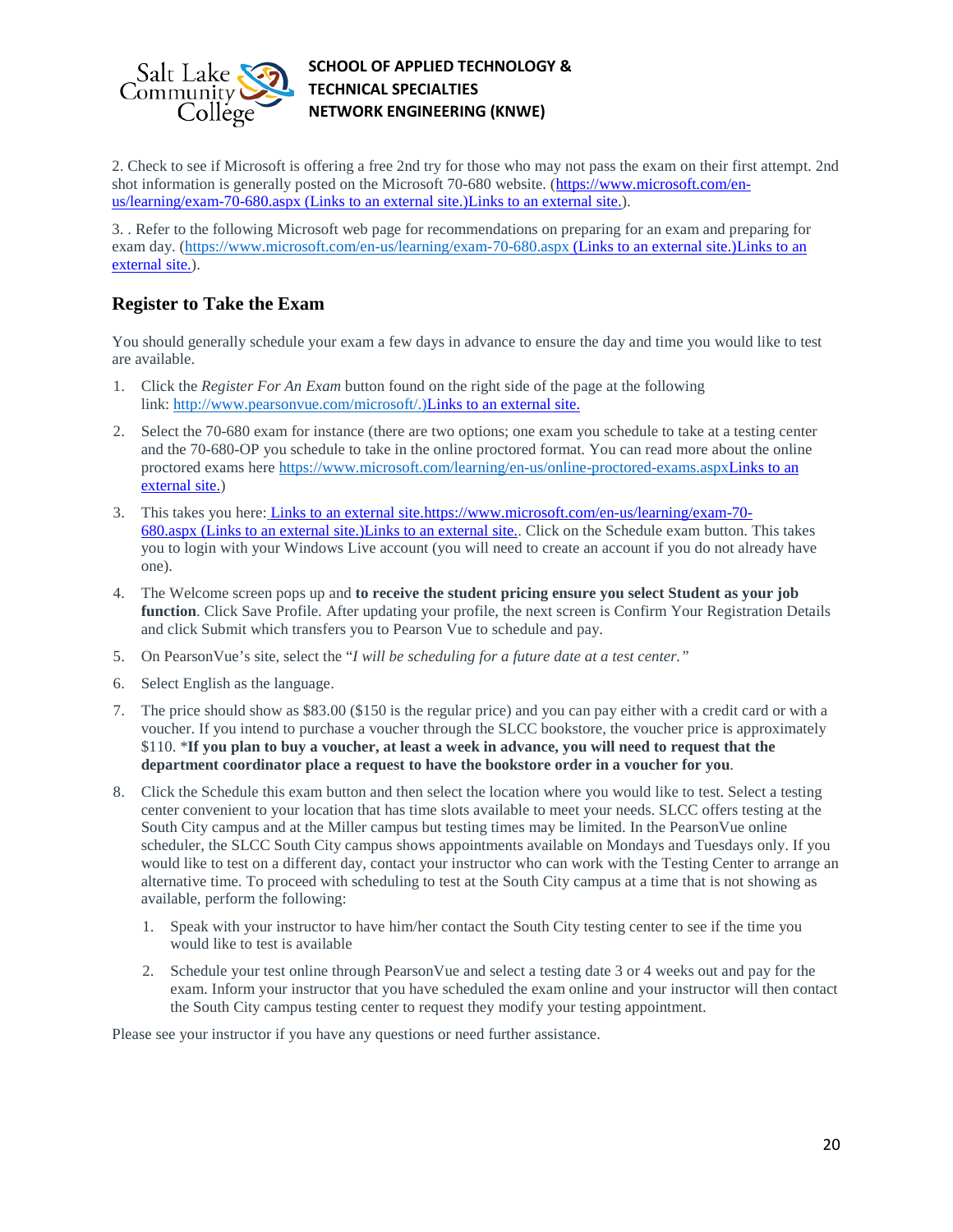2. Check to see if Microsoft is offering a free 2nd try for those who may not pass the exam on their first attempt. 2nd shot information is generally posted on the Microsoft 70-680 website. (https://www.microsoft.com/en-us/learning/exam-70-680.aspx (Links to an external site.)Links to an external site.).

3. . Refer to the following Microsoft web page for recommendations on preparing for an exam and preparing for exam day. (https://www.microsoft.com/en-us/learning/exam-70-680.aspx (Links to an external site.)Links to an external site.).

## Register to Take the Exam

You should generally schedule your exam a few days in advance to ensure the day and time you would like to test are available.

1. Click the *Register For An Exam* button found on the right side of the page at the following link: http://www.pearsonvue.com/microsoft/.)Links to an external site.
2. Select the 70-680 exam for instance (there are two options; one exam you schedule to take at a testing center and the 70-680-OP you schedule to take in the online proctored format. You can read more about the online proctored exams here https://www.microsoft.com/learning/en-us/online-proctored-exams.aspxLinks to an external site.)
3. This takes you here: Links to an external site.https://www.microsoft.com/en-us/learning/exam-70-680.aspx (Links to an external site.)Links to an external site.. Click on the Schedule exam button. This takes you to login with your Windows Live account (you will need to create an account if you do not already have one).
4. The Welcome screen pops up and **to receive the student pricing ensure you select Student as your job function**. Click Save Profile. After updating your profile, the next screen is Confirm Your Registration Details and click Submit which transfers you to Pearson Vue to schedule and pay.
5. On PearsonVue's site, select the "*I will be scheduling for a future date at a test center."*
6. Select English as the language.
7. The price should show as $83.00 ($150 is the regular price) and you can pay either with a credit card or with a voucher. If you intend to purchase a voucher through the SLCC bookstore, the voucher price is approximately $110. ***If you plan to buy a voucher, at least a week in advance, you will need to request that the department coordinator place a request to have the bookstore order in a voucher for you**.
8. Click the Schedule this exam button and then select the location where you would like to test. Select a testing center convenient to your location that has time slots available to meet your needs. SLCC offers testing at the South City campus and at the Miller campus but testing times may be limited. In the PearsonVue online scheduler, the SLCC South City campus shows appointments available on Mondays and Tuesdays only. If you would like to test on a different day, contact your instructor who can work with the Testing Center to arrange an alternative time. To proceed with scheduling to test at the South City campus at a time that is not showing as available, perform the following:
    1. Speak with your instructor to have him/her contact the South City testing center to see if the time you would like to test is available
    2. Schedule your test online through PearsonVue and select a testing date 3 or 4 weeks out and pay for the exam. Inform your instructor that you have scheduled the exam online and your instructor will then contact the South City campus testing center to request they modify your testing appointment.

Please see your instructor if you have any questions or need further assistance.